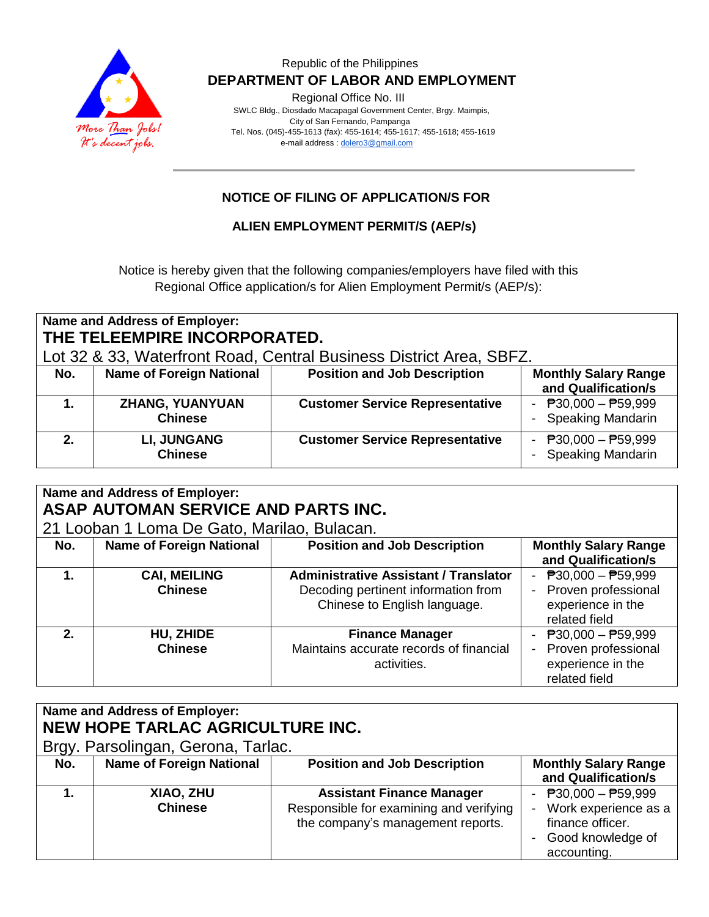Republic of the Philippines

**DEPARTMENT OF LABOR AND EMPLOYMENT**

Regional Office No. III
SWLC Bldg., Diosdado Macapagal Government Center, Brgy. Maimpis,
City of San Fernando, Pampanga
Tel. Nos. (045)-455-1613 (fax): 455-1614; 455-1617; 455-1618; 455-1619
e-mail address : dolero3@gmail.com

## NOTICE OF FILING OF APPLICATION/S FOR

## ALIEN EMPLOYMENT PERMIT/S (AEP/s)

Notice is hereby given that the following companies/employers have filed with this Regional Office application/s for Alien Employment Permit/s (AEP/s):

**Name and Address of Employer:**
**THE TELEEMPIRE INCORPORATED.**
Lot 32 & 33, Waterfront Road, Central Business District Area, SBFZ.

| No. | Name of Foreign National | Position and Job Description | Monthly Salary Range and Qualification/s |
|---|---|---|---|
| **1.** | **ZHANG, YUANYUAN**<br>**Chinese** | **Customer Service Representative** | - ₱30,000 – ₱59,999<br>- Speaking Mandarin |
| **2.** | **LI, JUNGANG**<br>**Chinese** | **Customer Service Representative** | - ₱30,000 – ₱59,999<br>- Speaking Mandarin |

**Name and Address of Employer:**
**ASAP AUTOMAN SERVICE AND PARTS INC.**
21 Looban 1 Loma De Gato, Marilao, Bulacan.

| No. | Name of Foreign National | Position and Job Description | Monthly Salary Range and Qualification/s |
|---|---|---|---|
| **1.** | **CAI, MEILING**<br>**Chinese** | **Administrative Assistant / Translator**<br>Decoding pertinent information from Chinese to English language. | - ₱30,000 – ₱59,999<br>- Proven professional experience in the related field |
| **2.** | **HU, ZHIDE**<br>**Chinese** | **Finance Manager**<br>Maintains accurate records of financial activities. | - ₱30,000 – ₱59,999<br>- Proven professional experience in the related field |

**Name and Address of Employer:**
**NEW HOPE TARLAC AGRICULTURE INC.**
Brgy. Parsolingan, Gerona, Tarlac.

| No. | Name of Foreign National | Position and Job Description | Monthly Salary Range and Qualification/s |
|---|---|---|---|
| **1.** | **XIAO, ZHU**<br>**Chinese** | **Assistant Finance Manager**<br>Responsible for examining and verifying the company's management reports. | - ₱30,000 – ₱59,999<br>- Work experience as a finance officer.<br>- Good knowledge of accounting. |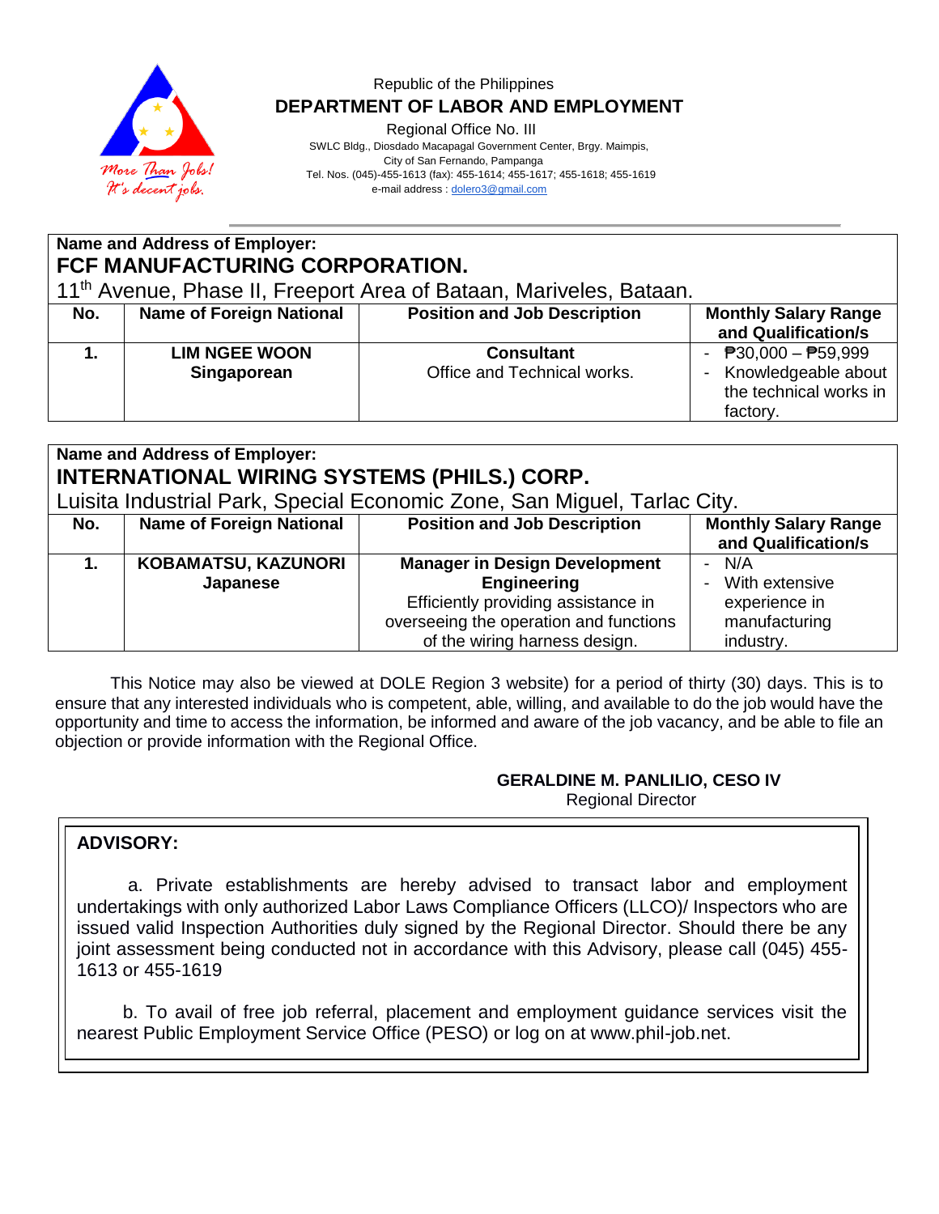Republic of the Philippines
**DEPARTMENT OF LABOR AND EMPLOYMENT**
Regional Office No. III
SWLC Bldg., Diosdado Macapagal Government Center, Brgy. Maimpis,
City of San Fernando, Pampanga
Tel. Nos. (045)-455-1613 (fax): 455-1614; 455-1617; 455-1618; 455-1619
e-mail address : dolero3@gmail.com

**Name and Address of Employer:**
**FCF MANUFACTURING CORPORATION.**
11th Avenue, Phase II, Freeport Area of Bataan, Mariveles, Bataan.

| No. | Name of Foreign National | Position and Job Description | Monthly Salary Range and Qualification/s |
|---|---|---|---|
| **1.** | **LIM NGEE WOON** **Singaporean** | **Consultant** Office and Technical works. | - ₱30,000 – ₱59,999 - Knowledgeable about the technical works in factory. |

**Name and Address of Employer:**
**INTERNATIONAL WIRING SYSTEMS (PHILS.) CORP.**
Luisita Industrial Park, Special Economic Zone, San Miguel, Tarlac City.

| No. | Name of Foreign National | Position and Job Description | Monthly Salary Range and Qualification/s |
|---|---|---|---|
| **1.** | **KOBAMATSU, KAZUNORI** **Japanese** | **Manager in Design Development Engineering** Efficiently providing assistance in overseeing the operation and functions of the wiring harness design. | - N/A - With extensive experience in manufacturing industry. |

This Notice may also be viewed at DOLE Region 3 website) for a period of thirty (30) days. This is to ensure that any interested individuals who is competent, able, willing, and available to do the job would have the opportunity and time to access the information, be informed and aware of the job vacancy, and be able to file an objection or provide information with the Regional Office.

**GERALDINE M. PANLILIO, CESO IV**
Regional Director

**ADVISORY:**

a. Private establishments are hereby advised to transact labor and employment undertakings with only authorized Labor Laws Compliance Officers (LLCO)/ Inspectors who are issued valid Inspection Authorities duly signed by the Regional Director. Should there be any joint assessment being conducted not in accordance with this Advisory, please call (045) 455-1613 or 455-1619

b. To avail of free job referral, placement and employment guidance services visit the nearest Public Employment Service Office (PESO) or log on at www.phil-job.net.